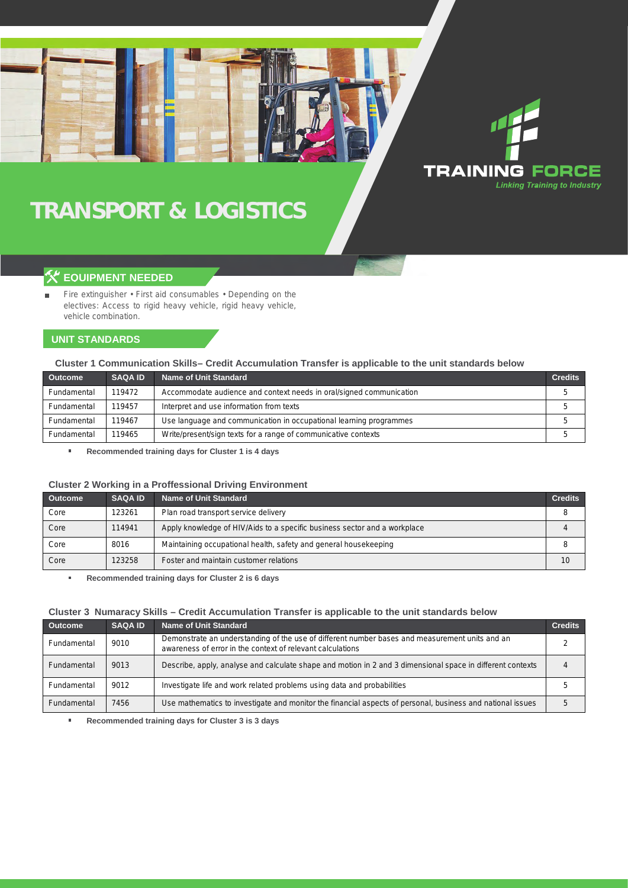TRAINING FORCE

*Linking Training to Industry*

# TRANSPORT & LOGISTICS

## EQUIPMENT NEEDED

- Fire extinguisher • First aid consumables • Depending on the electives: Access to rigid heavy vehicle, rigid heavy vehicle, vehicle combination.

## UNIT STANDARDS

### Cluster 1 Communication Skills– Credit Accumulation Transfer is applicable to the unit standards below

| Outcome | SAQA ID | Name of Unit Standard | Credits |
|---|---|---|---|
| Fundamental | 119472 | Accommodate audience and context needs in oral/signed communication | 5 |
| Fundamental | 119457 | Interpret and use information from texts | 5 |
| Fundamental | 119467 | Use language and communication in occupational learning programmes | 5 |
| Fundamental | 119465 | Write/present/sign texts for a range of communicative contexts | 5 |

- **Recommended training days for Cluster 1 is 4 days**

### Cluster 2 Working in a Proffessional Driving Environment

| Outcome | SAQA ID | Name of Unit Standard | Credits |
|---|---|---|---|
| Core | 123261 | Plan road transport service delivery | 8 |
| Core | 114941 | Apply knowledge of HIV/Aids to a specific business sector and a workplace | 4 |
| Core | 8016 | Maintaining occupational health, safety and general housekeeping | 8 |
| Core | 123258 | Foster and maintain customer relations | 10 |

- **Recommended training days for Cluster 2 is 6 days**

### Cluster 3 Numaracy Skills – Credit Accumulation Transfer is applicable to the unit standards below

| Outcome | SAQA ID | Name of Unit Standard | Credits |
|---|---|---|---|
| Fundamental | 9010 | Demonstrate an understanding of the use of different number bases and measurement units and an awareness of error in the context of relevant calculations | 2 |
| Fundamental | 9013 | Describe, apply, analyse and calculate shape and motion in 2 and 3 dimensional space in different contexts | 4 |
| Fundamental | 9012 | Investigate life and work related problems using data and probabilities | 5 |
| Fundamental | 7456 | Use mathematics to investigate and monitor the financial aspects of personal, business and national issues | 5 |

- **Recommended training days for Cluster 3 is 3 days**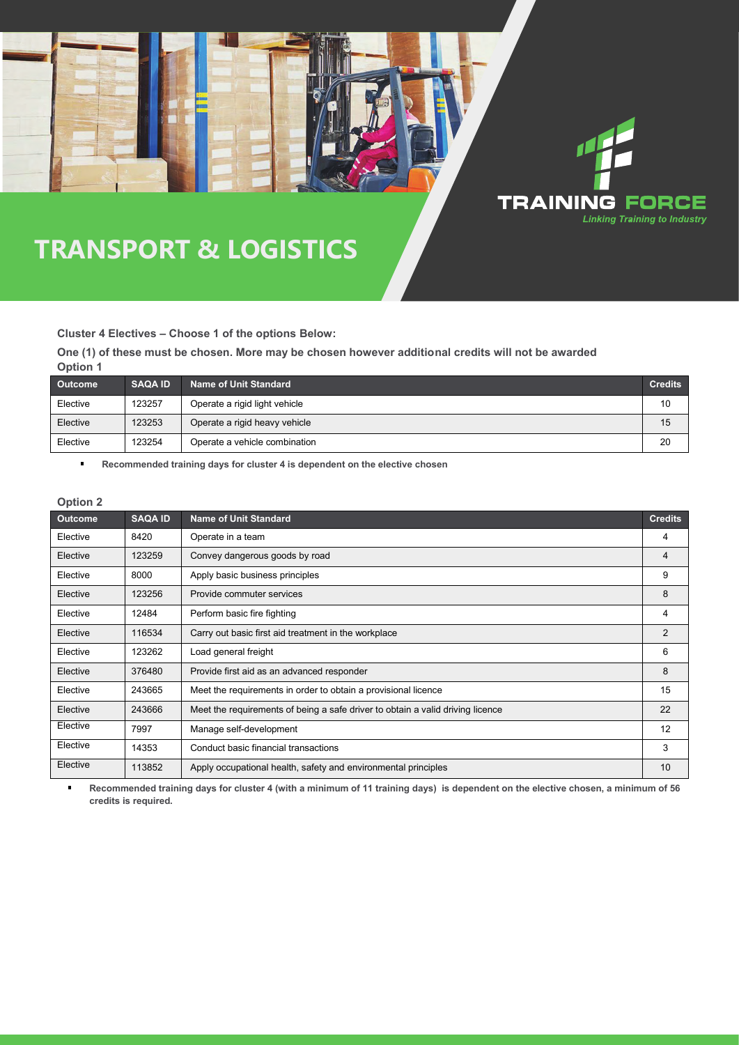TRAINING FORCE

*Linking Training to Industry*

# TRANSPORT & LOGISTICS

**Cluster 4 Electives – Choose 1 of the options Below:**

**One (1) of these must be chosen. More may be chosen however additional credits will not be awarded**

**Option 1**

| Outcome | SAQA ID | Name of Unit Standard | Credits |
|---|---|---|---|
| Elective | 123257 | Operate a rigid light vehicle | 10 |
| Elective | 123253 | Operate a rigid heavy vehicle | 15 |
| Elective | 123254 | Operate a vehicle combination | 20 |

- **Recommended training days for cluster 4 is dependent on the elective chosen**

**Option 2**

| Outcome | SAQA ID | Name of Unit Standard | Credits |
|---|---|---|---|
| Elective | 8420 | Operate in a team | 4 |
| Elective | 123259 | Convey dangerous goods by road | 4 |
| Elective | 8000 | Apply basic business principles | 9 |
| Elective | 123256 | Provide commuter services | 8 |
| Elective | 12484 | Perform basic fire fighting | 4 |
| Elective | 116534 | Carry out basic first aid treatment in the workplace | 2 |
| Elective | 123262 | Load general freight | 6 |
| Elective | 376480 | Provide first aid as an advanced responder | 8 |
| Elective | 243665 | Meet the requirements in order to obtain a provisional licence | 15 |
| Elective | 243666 | Meet the requirements of being a safe driver to obtain a valid driving licence | 22 |
| Elective | 7997 | Manage self-development | 12 |
| Elective | 14353 | Conduct basic financial transactions | 3 |
| Elective | 113852 | Apply occupational health, safety and environmental principles | 10 |

- **Recommended training days for cluster 4 (with a minimum of 11 training days) is dependent on the elective chosen, a minimum of 56 credits is required.**